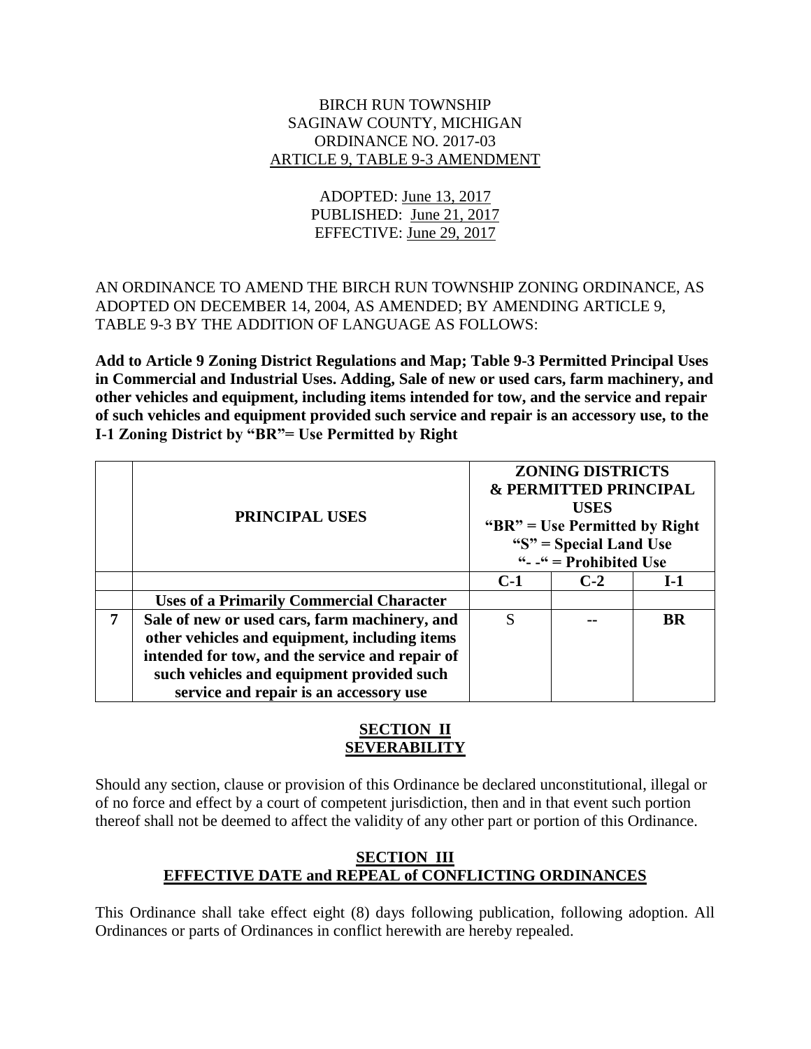BIRCH RUN TOWNSHIP
SAGINAW COUNTY, MICHIGAN
ORDINANCE NO. 2017-03
ARTICLE 9, TABLE 9-3 AMENDMENT

ADOPTED: June 13, 2017
PUBLISHED: June 21, 2017
EFFECTIVE: June 29, 2017

AN ORDINANCE TO AMEND THE BIRCH RUN TOWNSHIP ZONING ORDINANCE, AS ADOPTED ON DECEMBER 14, 2004, AS AMENDED; BY AMENDING ARTICLE 9, TABLE 9-3 BY THE ADDITION OF LANGUAGE AS FOLLOWS:

**Add to Article 9 Zoning District Regulations and Map; Table 9-3 Permitted Principal Uses in Commercial and Industrial Uses. Adding, Sale of new or used cars, farm machinery, and other vehicles and equipment, including items intended for tow, and the service and repair of such vehicles and equipment provided such service and repair is an accessory use, to the I-1 Zoning District by "BR"= Use Permitted by Right**

| | **PRINCIPAL USES** | **ZONING DISTRICTS & PERMITTED PRINCIPAL USES "BR" = Use Permitted by Right "S" = Special Land Use "- -" = Prohibited Use** | | |
|---|---|---|---|---|
| | | **C-1** | **C-2** | **I-1** |
| | **Uses of a Primarily Commercial Character** | | | |
| **7** | **Sale of new or used cars, farm machinery, and other vehicles and equipment, including items intended for tow, and the service and repair of such vehicles and equipment provided such service and repair is an accessory use** | S | -- | **BR** |

## SECTION II
## SEVERABILITY

Should any section, clause or provision of this Ordinance be declared unconstitutional, illegal or of no force and effect by a court of competent jurisdiction, then and in that event such portion thereof shall not be deemed to affect the validity of any other part or portion of this Ordinance.

## SECTION III
## EFFECTIVE DATE and REPEAL of CONFLICTING ORDINANCES

This Ordinance shall take effect eight (8) days following publication, following adoption. All Ordinances or parts of Ordinances in conflict herewith are hereby repealed.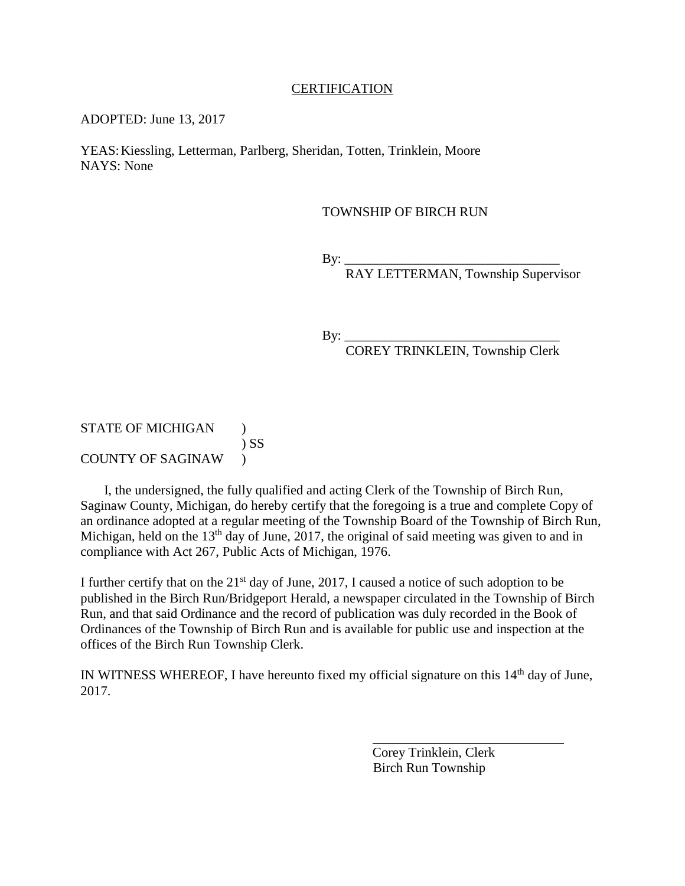CERTIFICATION

ADOPTED: June 13, 2017

YEAS: Kiessling, Letterman, Parlberg, Sheridan, Totten, Trinklein, Moore
NAYS: None

TOWNSHIP OF BIRCH RUN

By: _______________________________
RAY LETTERMAN, Township Supervisor

By: _______________________________
COREY TRINKLEIN, Township Clerk

STATE OF MICHIGAN )
) SS
COUNTY OF SAGINAW )

I, the undersigned, the fully qualified and acting Clerk of the Township of Birch Run, Saginaw County, Michigan, do hereby certify that the foregoing is a true and complete Copy of an ordinance adopted at a regular meeting of the Township Board of the Township of Birch Run, Michigan, held on the 13th day of June, 2017, the original of said meeting was given to and in compliance with Act 267, Public Acts of Michigan, 1976.

I further certify that on the 21st day of June, 2017, I caused a notice of such adoption to be published in the Birch Run/Bridgeport Herald, a newspaper circulated in the Township of Birch Run, and that said Ordinance and the record of publication was duly recorded in the Book of Ordinances of the Township of Birch Run and is available for public use and inspection at the offices of the Birch Run Township Clerk.

IN WITNESS WHEREOF, I have hereunto fixed my official signature on this 14th day of June, 2017.

_______________________________
Corey Trinklein, Clerk
Birch Run Township